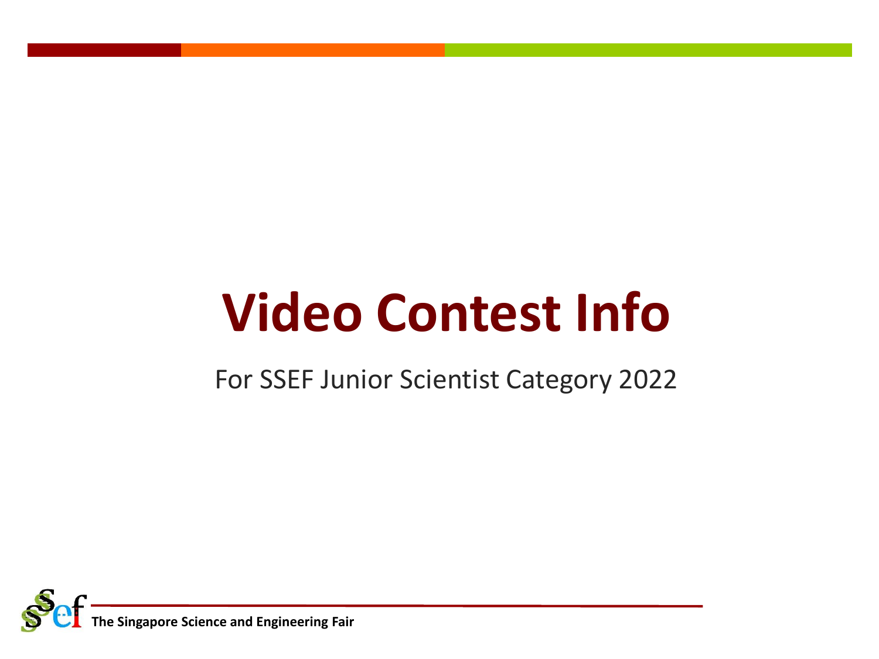# Video Contest Info

For SSEF Junior Scientist Category 2022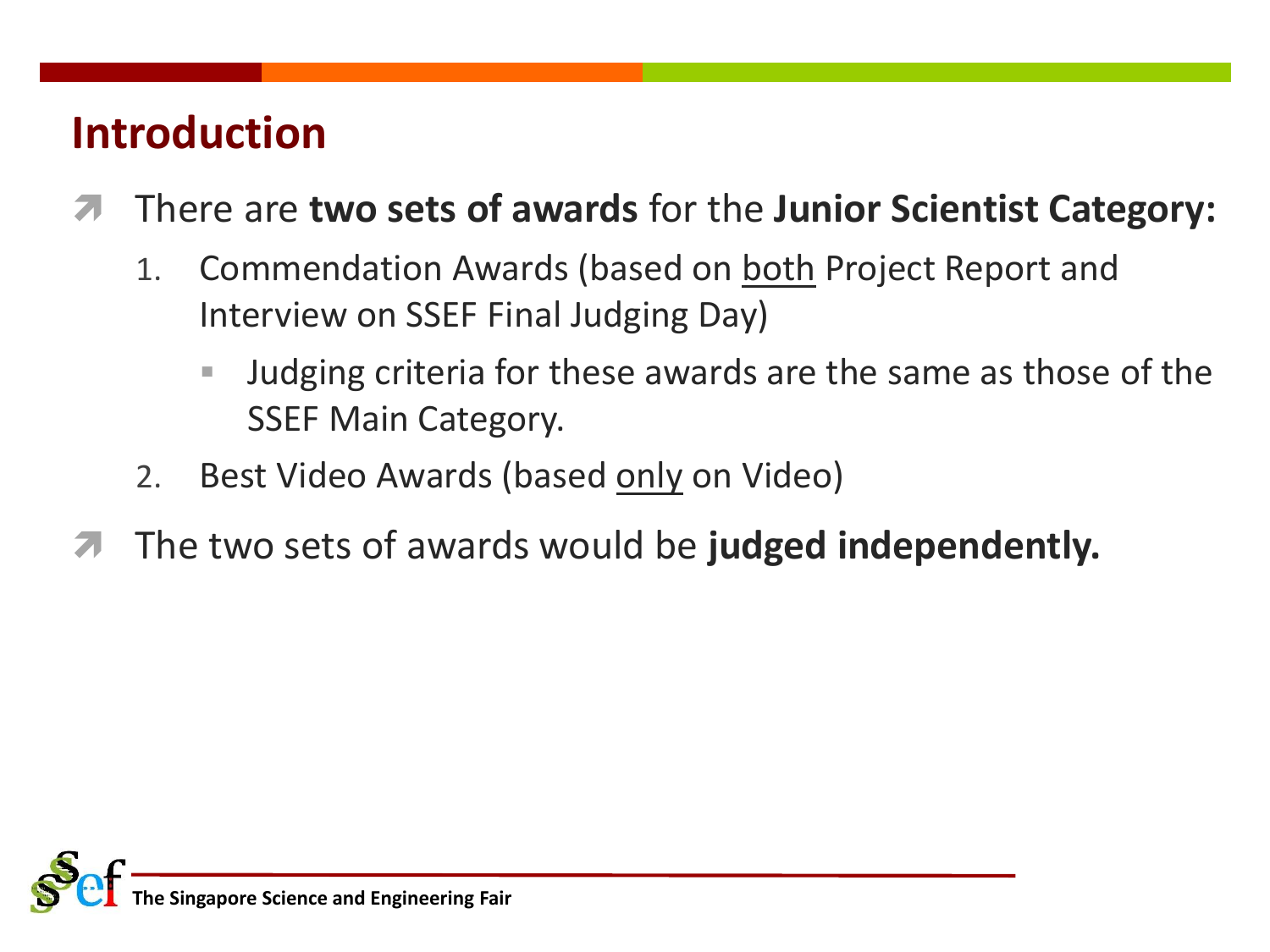## Introduction

- There are **two sets of awards** for the **Junior Scientist Category:**
  1. Commendation Awards (based on <u>both</u> Project Report and Interview on SSEF Final Judging Day)
     - Judging criteria for these awards are the same as those of the SSEF Main Category.
  2. Best Video Awards (based <u>only</u> on Video)
- The two sets of awards would be **judged independently.**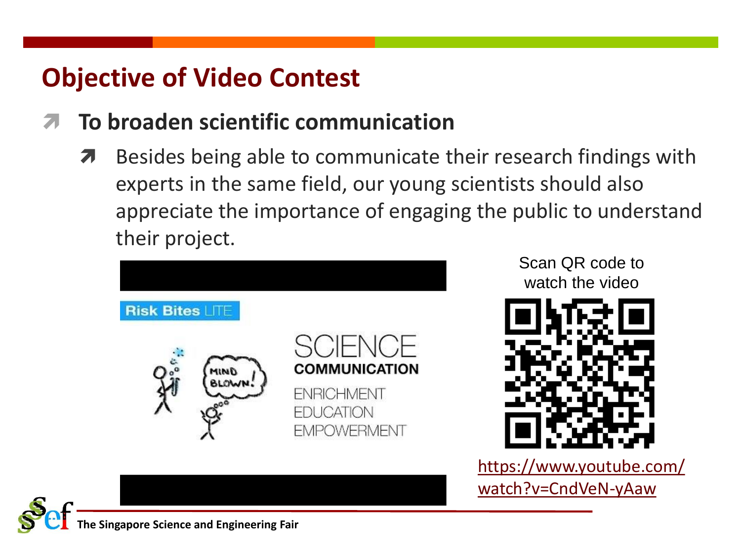# Objective of Video Contest

- **To broaden scientific communication**
  - Besides being able to communicate their research findings with experts in the same field, our young scientists should also appreciate the importance of engaging the public to understand their project.

Scan QR code to watch the video

https://www.youtube.com/watch?v=CndVeN-yAaw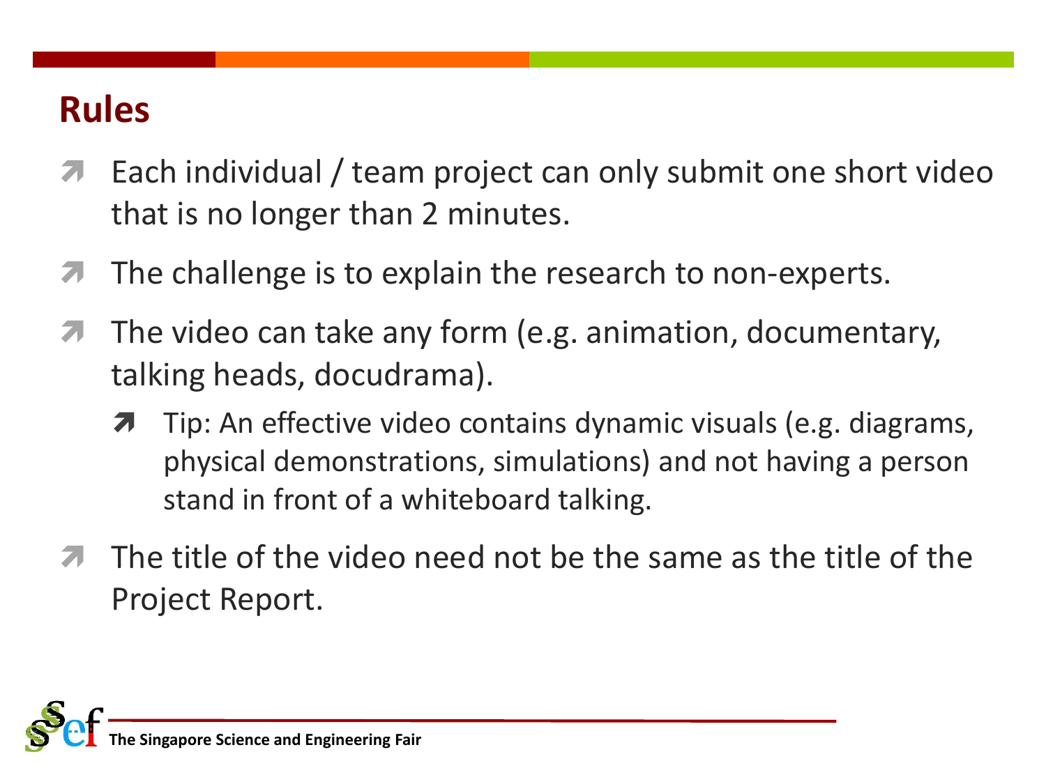# Rules

- Each individual / team project can only submit one short video that is no longer than 2 minutes.
- The challenge is to explain the research to non-experts.
- The video can take any form (e.g. animation, documentary, talking heads, docudrama).
  - Tip: An effective video contains dynamic visuals (e.g. diagrams, physical demonstrations, simulations) and not having a person stand in front of a whiteboard talking.
- The title of the video need not be the same as the title of the Project Report.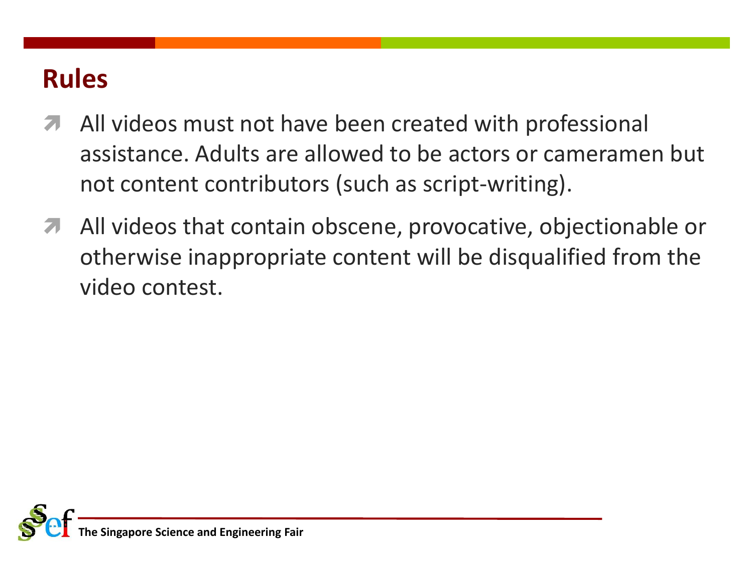# Rules

- All videos must not have been created with professional assistance. Adults are allowed to be actors or cameramen but not content contributors (such as script-writing).
- All videos that contain obscene, provocative, objectionable or otherwise inappropriate content will be disqualified from the video contest.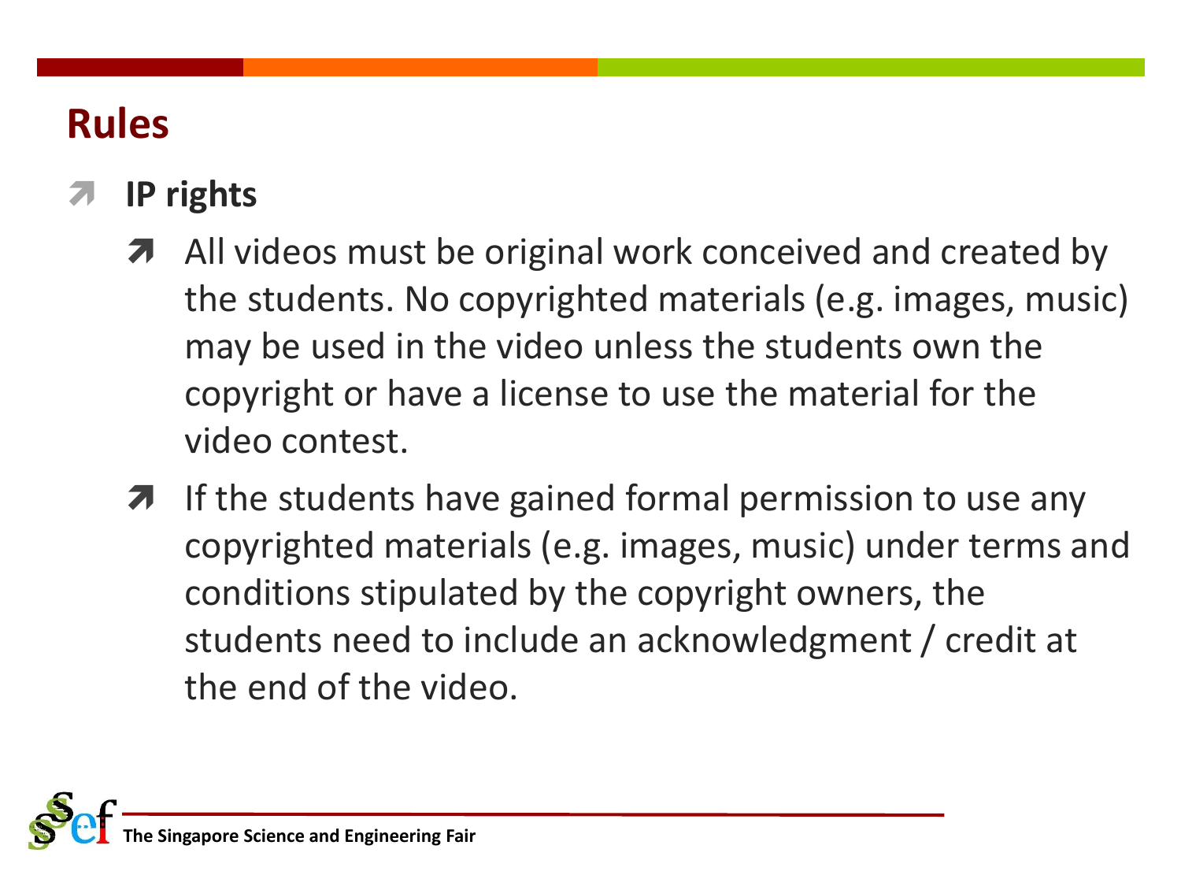# Rules

- **IP rights**
  - All videos must be original work conceived and created by the students. No copyrighted materials (e.g. images, music) may be used in the video unless the students own the copyright or have a license to use the material for the video contest.
  - If the students have gained formal permission to use any copyrighted materials (e.g. images, music) under terms and conditions stipulated by the copyright owners, the students need to include an acknowledgment / credit at the end of the video.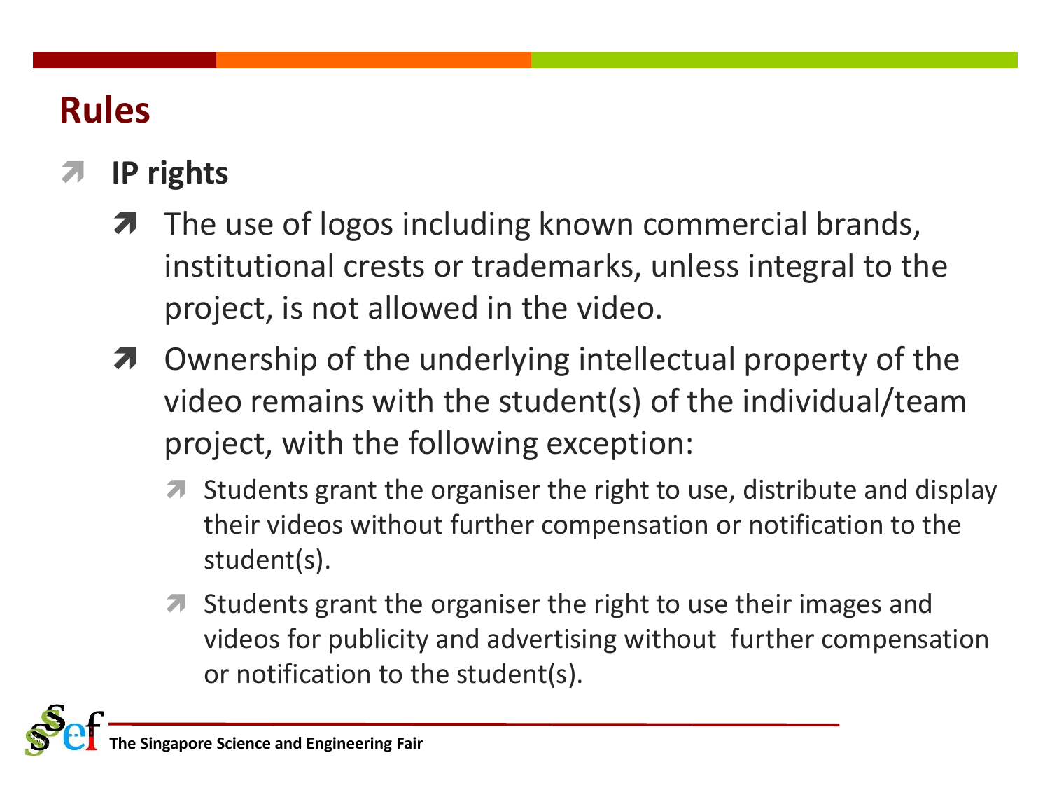# Rules

- **IP rights**
  - The use of logos including known commercial brands, institutional crests or trademarks, unless integral to the project, is not allowed in the video.
  - Ownership of the underlying intellectual property of the video remains with the student(s) of the individual/team project, with the following exception:
    - Students grant the organiser the right to use, distribute and display their videos without further compensation or notification to the student(s).
    - Students grant the organiser the right to use their images and videos for publicity and advertising without further compensation or notification to the student(s).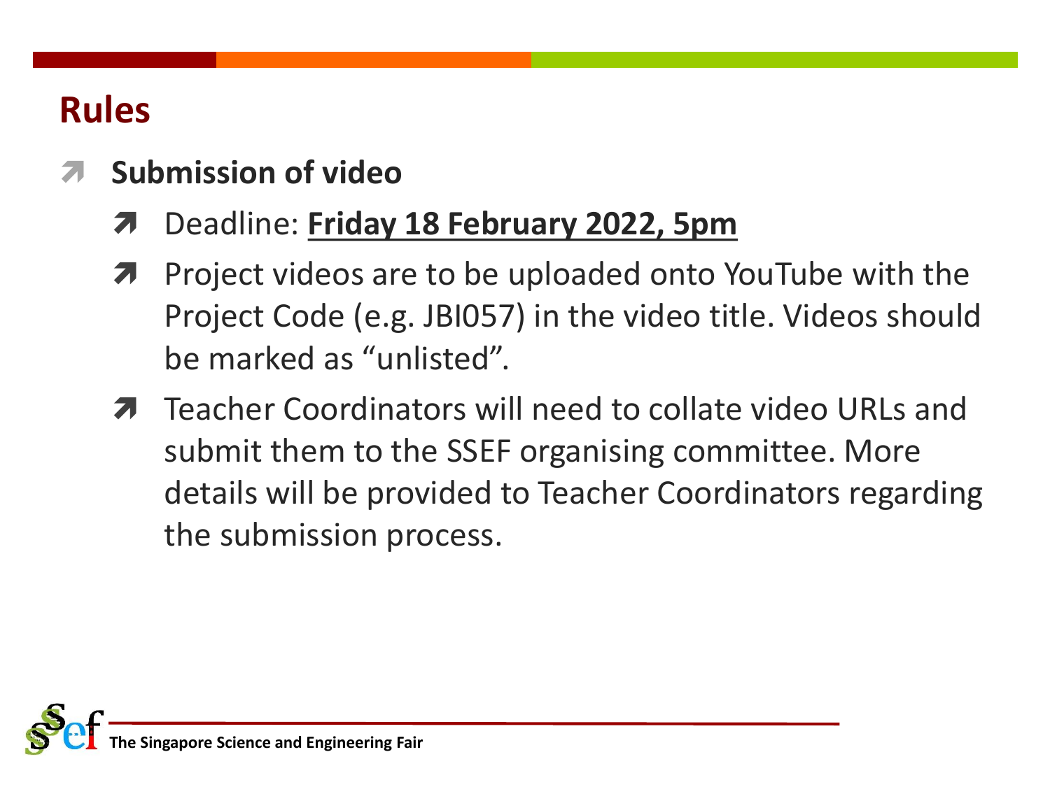# Rules

- **Submission of video**
  - Deadline: **Friday 18 February 2022, 5pm**
  - Project videos are to be uploaded onto YouTube with the Project Code (e.g. JBI057) in the video title. Videos should be marked as “unlisted”.
  - Teacher Coordinators will need to collate video URLs and submit them to the SSEF organising committee. More details will be provided to Teacher Coordinators regarding the submission process.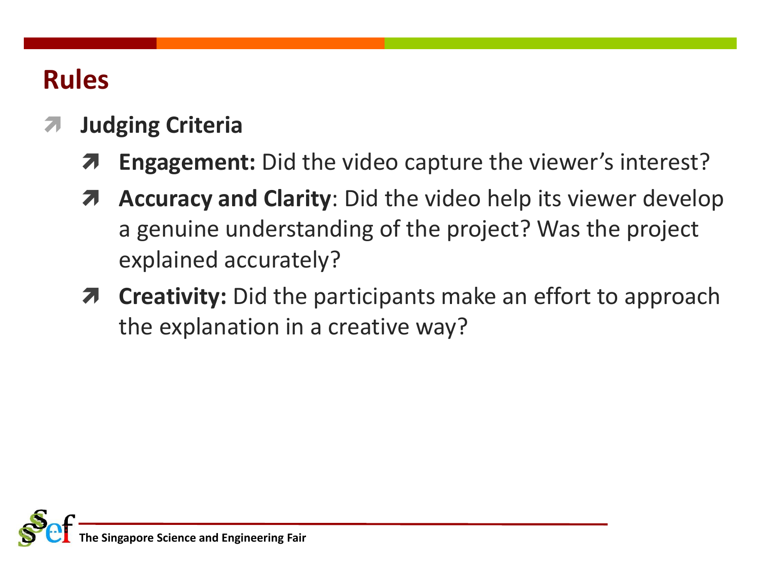# Rules

- **Judging Criteria**
  - **Engagement:** Did the video capture the viewer's interest?
  - **Accuracy and Clarity**: Did the video help its viewer develop a genuine understanding of the project? Was the project explained accurately?
  - **Creativity:** Did the participants make an effort to approach the explanation in a creative way?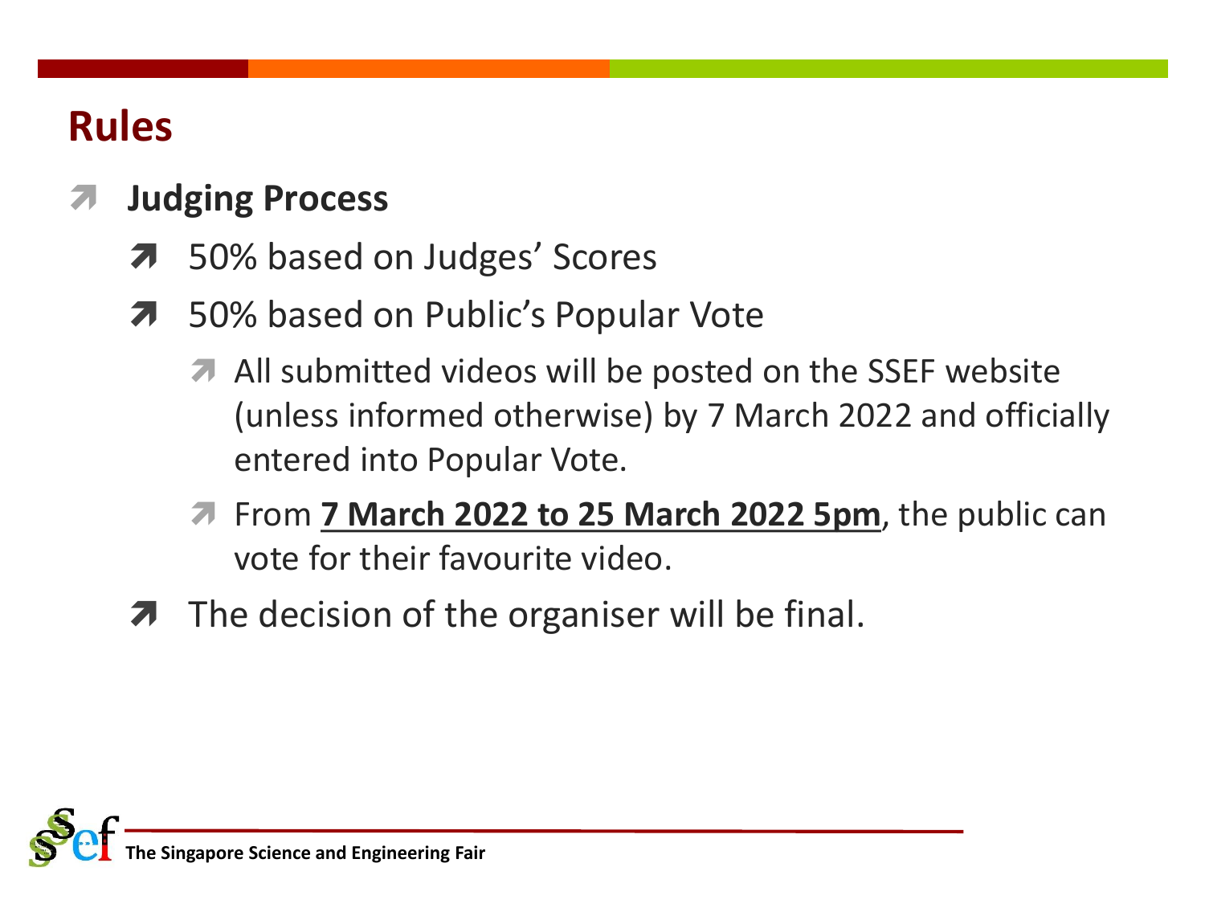# Rules

- **Judging Process**
  - 50% based on Judges' Scores
  - 50% based on Public's Popular Vote
    - All submitted videos will be posted on the SSEF website (unless informed otherwise) by 7 March 2022 and officially entered into Popular Vote.
    - From **7 March 2022 to 25 March 2022 5pm**, the public can vote for their favourite video.
  - The decision of the organiser will be final.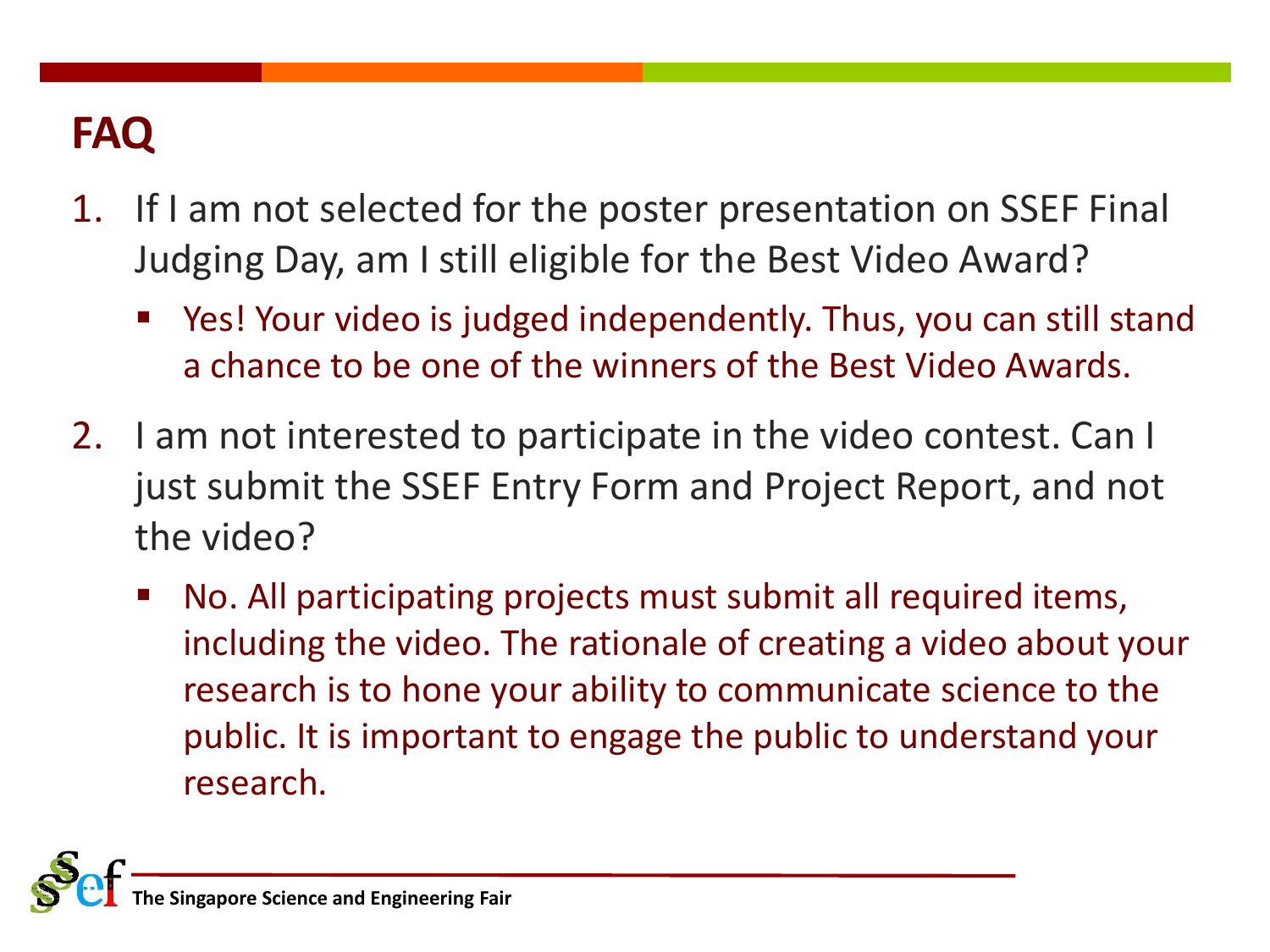# FAQ

1. If I am not selected for the poster presentation on SSEF Final Judging Day, am I still eligible for the Best Video Award?
   - Yes! Your video is judged independently. Thus, you can still stand a chance to be one of the winners of the Best Video Awards.
2. I am not interested to participate in the video contest. Can I just submit the SSEF Entry Form and Project Report, and not the video?
   - No. All participating projects must submit all required items, including the video. The rationale of creating a video about your research is to hone your ability to communicate science to the public. It is important to engage the public to understand your research.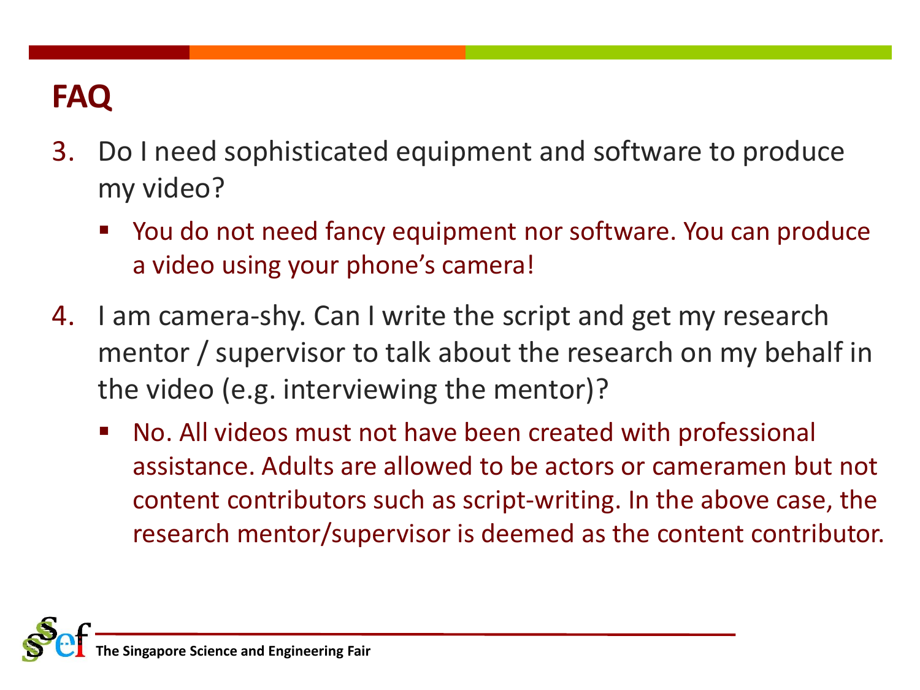# FAQ

3. Do I need sophisticated equipment and software to produce my video?
   - You do not need fancy equipment nor software. You can produce a video using your phone's camera!

4. I am camera-shy. Can I write the script and get my research mentor / supervisor to talk about the research on my behalf in the video (e.g. interviewing the mentor)?
   - No. All videos must not have been created with professional assistance. Adults are allowed to be actors or cameramen but not content contributors such as script-writing. In the above case, the research mentor/supervisor is deemed as the content contributor.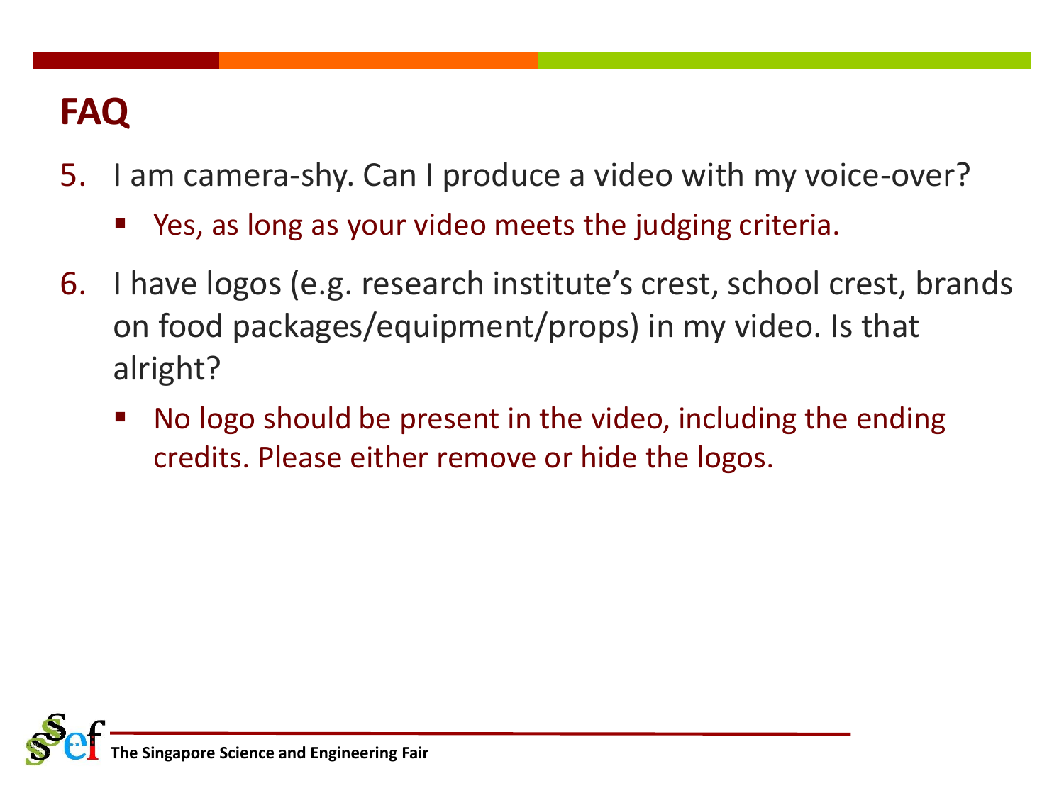# FAQ

5. I am camera-shy. Can I produce a video with my voice-over?
   - Yes, as long as your video meets the judging criteria.
6. I have logos (e.g. research institute's crest, school crest, brands on food packages/equipment/props) in my video. Is that alright?
   - No logo should be present in the video, including the ending credits. Please either remove or hide the logos.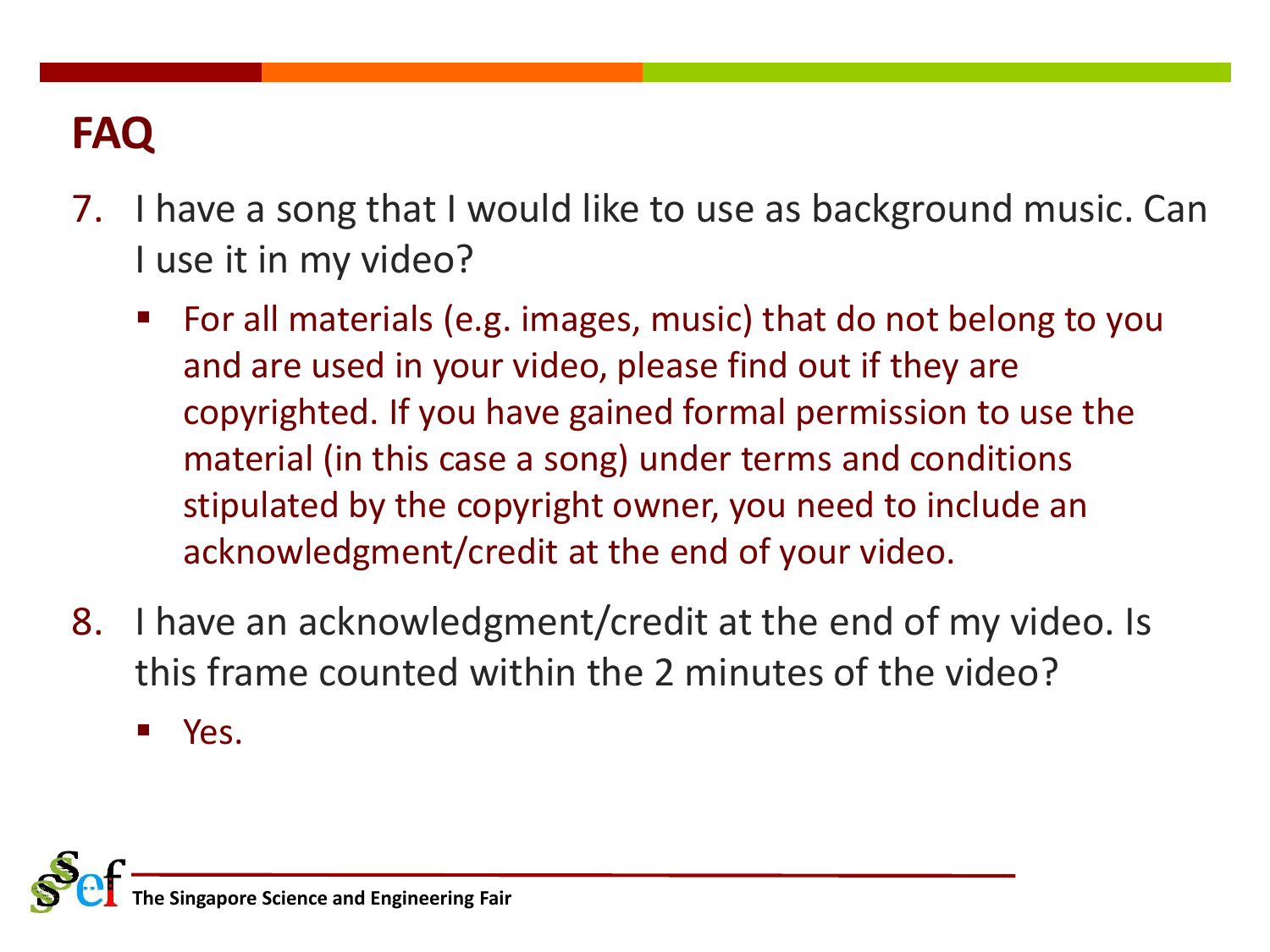# FAQ

7. I have a song that I would like to use as background music. Can I use it in my video?

   - For all materials (e.g. images, music) that do not belong to you and are used in your video, please find out if they are copyrighted. If you have gained formal permission to use the material (in this case a song) under terms and conditions stipulated by the copyright owner, you need to include an acknowledgment/credit at the end of your video.

8. I have an acknowledgment/credit at the end of my video. Is this frame counted within the 2 minutes of the video?

   - Yes.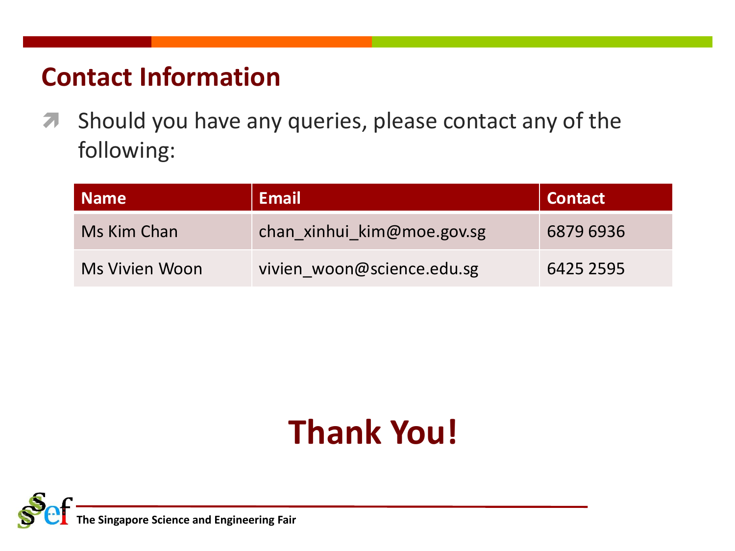## Contact Information

- Should you have any queries, please contact any of the following:

| Name | Email | Contact |
| --- | --- | --- |
| Ms Kim Chan | chan_xinhui_kim@moe.gov.sg | 6879 6936 |
| Ms Vivien Woon | vivien_woon@science.edu.sg | 6425 2595 |

# Thank You!